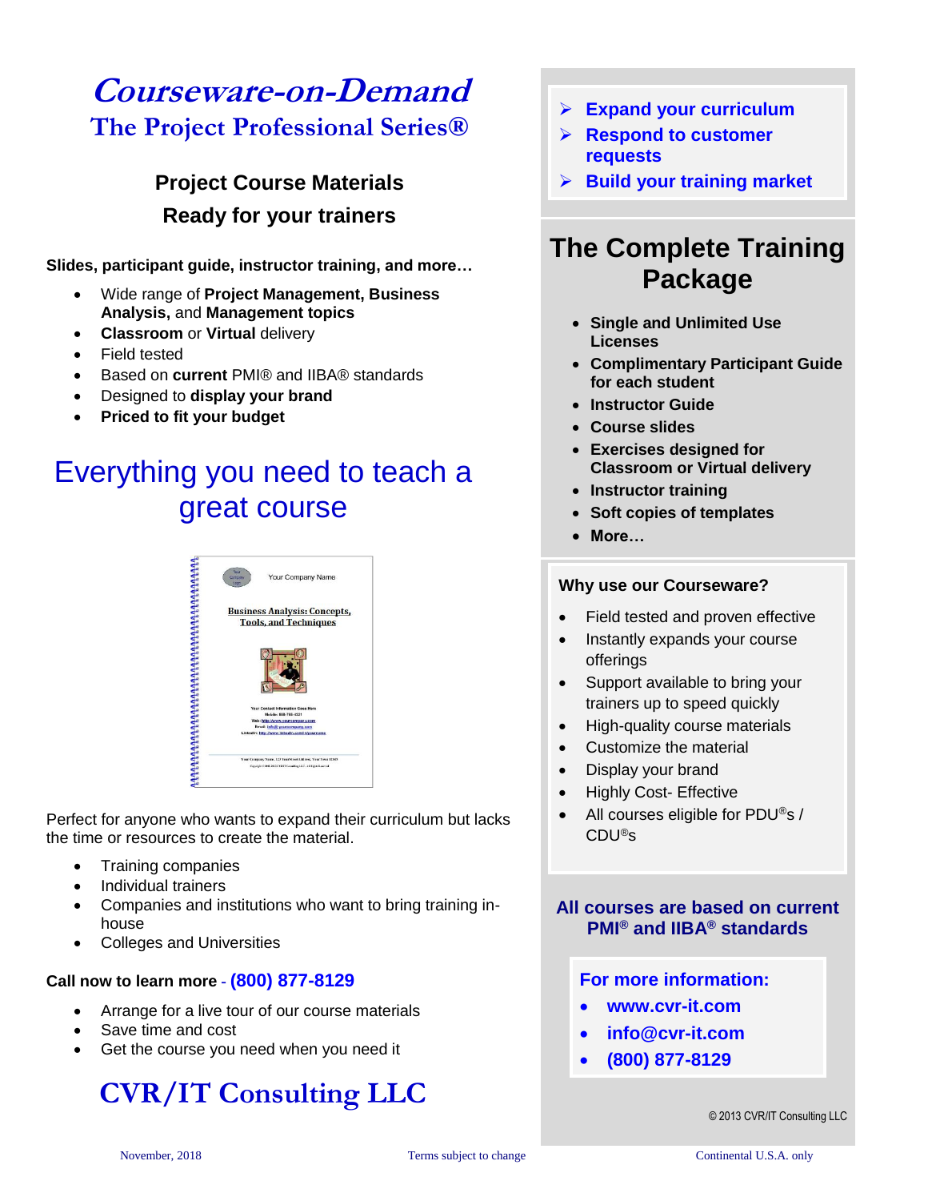# *Courseware-on-Demand*

## The Project Professional Series®

### Project Course Materials
### Ready for your trainers

**Slides, participant guide, instructor training, and more…**

- Wide range of **Project Management, Business Analysis,** and **Management topics**
- **Classroom** or **Virtual** delivery
- Field tested
- Based on **current** PMI® and IIBA® standards
- Designed to **display your brand**
- **Priced to fit your budget**

## Everything you need to teach a great course

Perfect for anyone who wants to expand their curriculum but lacks the time or resources to create the material.

- Training companies
- Individual trainers
- Companies and institutions who want to bring training in-house
- Colleges and Universities

**Call now to learn more - (800) 877-8129**

- Arrange for a live tour of our course materials
- Save time and cost
- Get the course you need when you need it

## CVR/IT Consulting LLC

- **Expand your curriculum**
- **Respond to customer requests**
- **Build your training market**

## The Complete Training Package

- **Single and Unlimited Use Licenses**
- **Complimentary Participant Guide for each student**
- **Instructor Guide**
- **Course slides**
- **Exercises designed for Classroom or Virtual delivery**
- **Instructor training**
- **Soft copies of templates**
- **More…**

**Why use our Courseware?**

- Field tested and proven effective
- Instantly expands your course offerings
- Support available to bring your trainers up to speed quickly
- High-quality course materials
- Customize the material
- Display your brand
- Highly Cost- Effective
- All courses eligible for PDU®s / CDU®s

**All courses are based on current PMI® and IIBA® standards**

**For more information:**

- **www.cvr-it.com**
- **info@cvr-it.com**
- **(800) 877-8129**

© 2013 CVR/IT Consulting LLC

November, 2018 Terms subject to change Continental U.S.A. only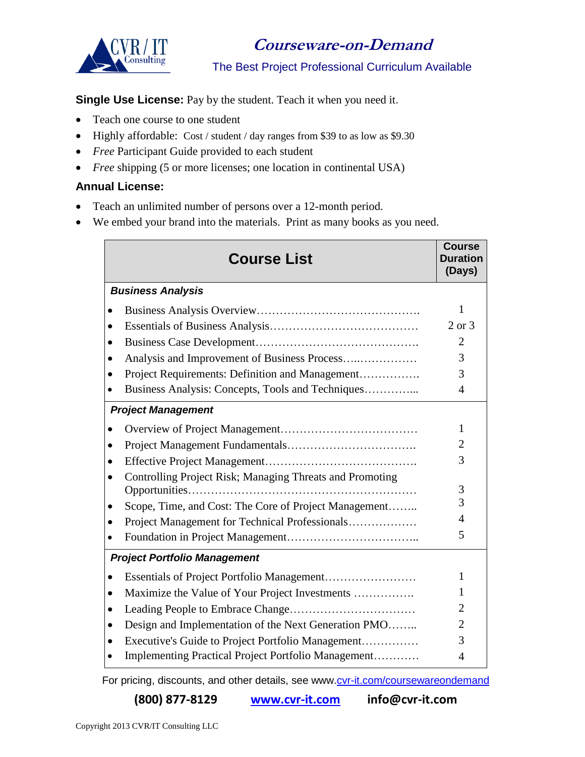# *Courseware-on-Demand*

The Best Project Professional Curriculum Available

**Single Use License:** Pay by the student. Teach it when you need it.

- Teach one course to one student
- Highly affordable: Cost / student / day ranges from $39 to as low as $9.30
- *Free* Participant Guide provided to each student
- *Free* shipping (5 or more licenses; one location in continental USA)

**Annual License:**

- Teach an unlimited number of persons over a 12-month period.
- We embed your brand into the materials. Print as many books as you need.

| Course List | Course Duration (Days) |
|---|---|
| ***Business Analysis*** | |
| • Business Analysis Overview | 1 |
| • Essentials of Business Analysis | 2 or 3 |
| • Business Case Development | 2 |
| • Analysis and Improvement of Business Process | 3 |
| • Project Requirements: Definition and Management | 3 |
| • Business Analysis: Concepts, Tools and Techniques | 4 |
| ***Project Management*** | |
| • Overview of Project Management | 1 |
| • Project Management Fundamentals | 2 |
| • Effective Project Management | 3 |
| • Controlling Project Risk; Managing Threats and Promoting Opportunities | 3 |
| • Scope, Time, and Cost: The Core of Project Management | 3 |
| • Project Management for Technical Professionals | 4 |
| • Foundation in Project Management | 5 |
| ***Project Portfolio Management*** | |
| • Essentials of Project Portfolio Management | 1 |
| • Maximize the Value of Your Project Investments | 1 |
| • Leading People to Embrace Change | 2 |
| • Design and Implementation of the Next Generation PMO | 2 |
| • Executive's Guide to Project Portfolio Management | 3 |
| • Implementing Practical Project Portfolio Management | 4 |

For pricing, discounts, and other details, see www.cvr-it.com/coursewareondemand

**(800) 877-8129** **www.cvr-it.com** **info@cvr-it.com**

Copyright 2013 CVR/IT Consulting LLC